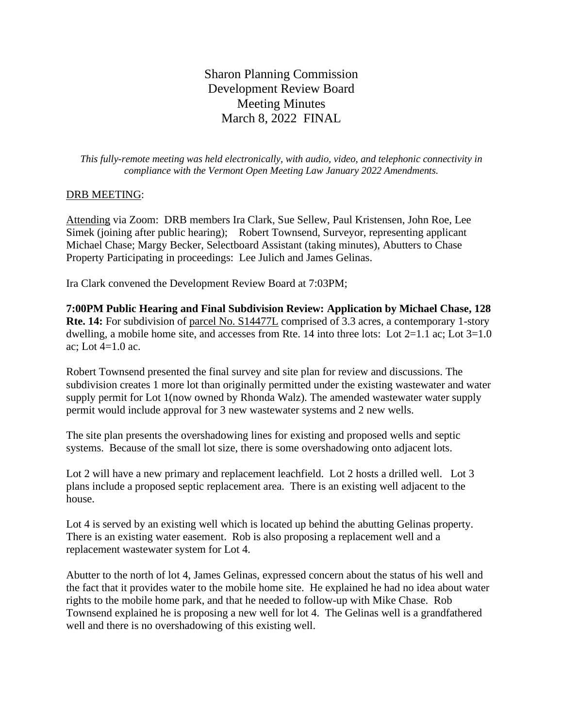# Sharon Planning Commission
# Development Review Board
# Meeting Minutes
# March 8, 2022 FINAL

*This fully-remote meeting was held electronically, with audio, video, and telephonic connectivity in compliance with the Vermont Open Meeting Law January 2022 Amendments.*

DRB MEETING:

Attending via Zoom: DRB members Ira Clark, Sue Sellew, Paul Kristensen, John Roe, Lee Simek (joining after public hearing); Robert Townsend, Surveyor, representing applicant Michael Chase; Margy Becker, Selectboard Assistant (taking minutes), Abutters to Chase Property Participating in proceedings: Lee Julich and James Gelinas.

Ira Clark convened the Development Review Board at 7:03PM;

**7:00PM Public Hearing and Final Subdivision Review: Application by Michael Chase, 128 Rte. 14:** For subdivision of parcel No. S14477L comprised of 3.3 acres, a contemporary 1-story dwelling, a mobile home site, and accesses from Rte. 14 into three lots: Lot 2=1.1 ac; Lot 3=1.0 ac; Lot 4=1.0 ac.

Robert Townsend presented the final survey and site plan for review and discussions. The subdivision creates 1 more lot than originally permitted under the existing wastewater and water supply permit for Lot 1(now owned by Rhonda Walz). The amended wastewater water supply permit would include approval for 3 new wastewater systems and 2 new wells.

The site plan presents the overshadowing lines for existing and proposed wells and septic systems. Because of the small lot size, there is some overshadowing onto adjacent lots.

Lot 2 will have a new primary and replacement leachfield. Lot 2 hosts a drilled well. Lot 3 plans include a proposed septic replacement area. There is an existing well adjacent to the house.

Lot 4 is served by an existing well which is located up behind the abutting Gelinas property. There is an existing water easement. Rob is also proposing a replacement well and a replacement wastewater system for Lot 4.

Abutter to the north of lot 4, James Gelinas, expressed concern about the status of his well and the fact that it provides water to the mobile home site. He explained he had no idea about water rights to the mobile home park, and that he needed to follow-up with Mike Chase. Rob Townsend explained he is proposing a new well for lot 4. The Gelinas well is a grandfathered well and there is no overshadowing of this existing well.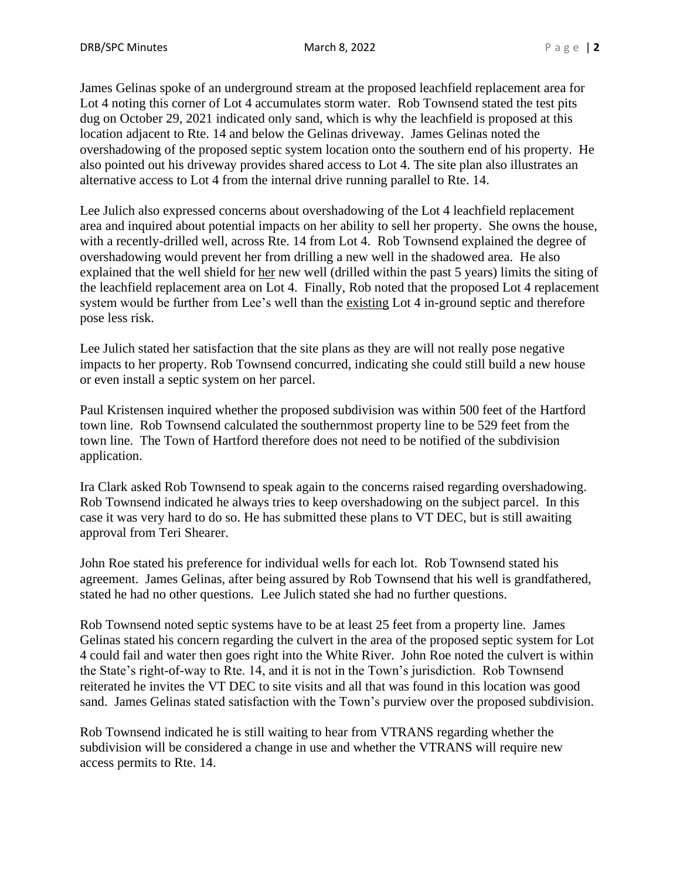James Gelinas spoke of an underground stream at the proposed leachfield replacement area for Lot 4 noting this corner of Lot 4 accumulates storm water. Rob Townsend stated the test pits dug on October 29, 2021 indicated only sand, which is why the leachfield is proposed at this location adjacent to Rte. 14 and below the Gelinas driveway. James Gelinas noted the overshadowing of the proposed septic system location onto the southern end of his property. He also pointed out his driveway provides shared access to Lot 4. The site plan also illustrates an alternative access to Lot 4 from the internal drive running parallel to Rte. 14.

Lee Julich also expressed concerns about overshadowing of the Lot 4 leachfield replacement area and inquired about potential impacts on her ability to sell her property. She owns the house, with a recently-drilled well, across Rte. 14 from Lot 4. Rob Townsend explained the degree of overshadowing would prevent her from drilling a new well in the shadowed area. He also explained that the well shield for <u>her</u> new well (drilled within the past 5 years) limits the siting of the leachfield replacement area on Lot 4. Finally, Rob noted that the proposed Lot 4 replacement system would be further from Lee's well than the <u>existing</u> Lot 4 in-ground septic and therefore pose less risk.

Lee Julich stated her satisfaction that the site plans as they are will not really pose negative impacts to her property. Rob Townsend concurred, indicating she could still build a new house or even install a septic system on her parcel.

Paul Kristensen inquired whether the proposed subdivision was within 500 feet of the Hartford town line. Rob Townsend calculated the southernmost property line to be 529 feet from the town line. The Town of Hartford therefore does not need to be notified of the subdivision application.

Ira Clark asked Rob Townsend to speak again to the concerns raised regarding overshadowing. Rob Townsend indicated he always tries to keep overshadowing on the subject parcel. In this case it was very hard to do so. He has submitted these plans to VT DEC, but is still awaiting approval from Teri Shearer.

John Roe stated his preference for individual wells for each lot. Rob Townsend stated his agreement. James Gelinas, after being assured by Rob Townsend that his well is grandfathered, stated he had no other questions. Lee Julich stated she had no further questions.

Rob Townsend noted septic systems have to be at least 25 feet from a property line. James Gelinas stated his concern regarding the culvert in the area of the proposed septic system for Lot 4 could fail and water then goes right into the White River. John Roe noted the culvert is within the State's right-of-way to Rte. 14, and it is not in the Town's jurisdiction. Rob Townsend reiterated he invites the VT DEC to site visits and all that was found in this location was good sand. James Gelinas stated satisfaction with the Town's purview over the proposed subdivision.

Rob Townsend indicated he is still waiting to hear from VTRANS regarding whether the subdivision will be considered a change in use and whether the VTRANS will require new access permits to Rte. 14.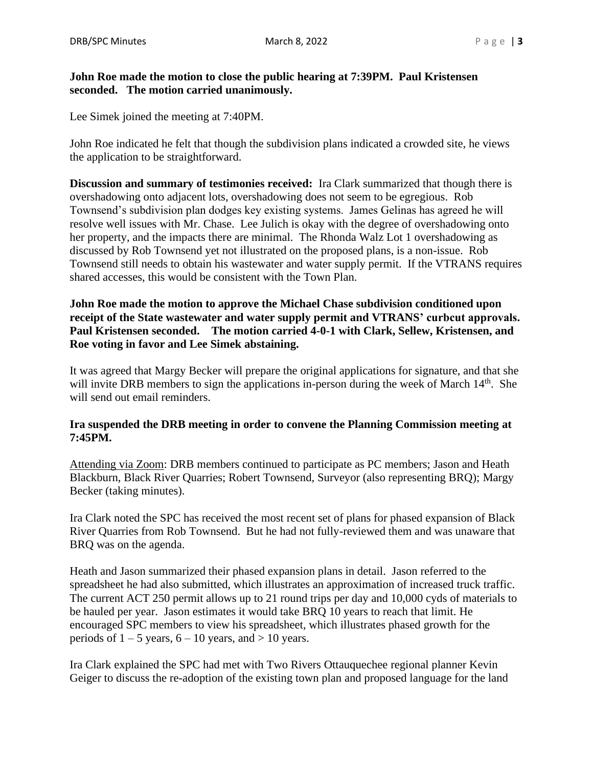**John Roe made the motion to close the public hearing at 7:39PM. Paul Kristensen seconded. The motion carried unanimously.**

Lee Simek joined the meeting at 7:40PM.

John Roe indicated he felt that though the subdivision plans indicated a crowded site, he views the application to be straightforward.

**Discussion and summary of testimonies received:** Ira Clark summarized that though there is overshadowing onto adjacent lots, overshadowing does not seem to be egregious. Rob Townsend's subdivision plan dodges key existing systems. James Gelinas has agreed he will resolve well issues with Mr. Chase. Lee Julich is okay with the degree of overshadowing onto her property, and the impacts there are minimal. The Rhonda Walz Lot 1 overshadowing as discussed by Rob Townsend yet not illustrated on the proposed plans, is a non-issue. Rob Townsend still needs to obtain his wastewater and water supply permit. If the VTRANS requires shared accesses, this would be consistent with the Town Plan.

**John Roe made the motion to approve the Michael Chase subdivision conditioned upon receipt of the State wastewater and water supply permit and VTRANS' curbcut approvals. Paul Kristensen seconded. The motion carried 4-0-1 with Clark, Sellew, Kristensen, and Roe voting in favor and Lee Simek abstaining.**

It was agreed that Margy Becker will prepare the original applications for signature, and that she will invite DRB members to sign the applications in-person during the week of March 14th. She will send out email reminders.

**Ira suspended the DRB meeting in order to convene the Planning Commission meeting at 7:45PM.**

Attending via Zoom: DRB members continued to participate as PC members; Jason and Heath Blackburn, Black River Quarries; Robert Townsend, Surveyor (also representing BRQ); Margy Becker (taking minutes).

Ira Clark noted the SPC has received the most recent set of plans for phased expansion of Black River Quarries from Rob Townsend. But he had not fully-reviewed them and was unaware that BRQ was on the agenda.

Heath and Jason summarized their phased expansion plans in detail. Jason referred to the spreadsheet he had also submitted, which illustrates an approximation of increased truck traffic. The current ACT 250 permit allows up to 21 round trips per day and 10,000 cyds of materials to be hauled per year. Jason estimates it would take BRQ 10 years to reach that limit. He encouraged SPC members to view his spreadsheet, which illustrates phased growth for the periods of 1 – 5 years, 6 – 10 years, and > 10 years.

Ira Clark explained the SPC had met with Two Rivers Ottauquechee regional planner Kevin Geiger to discuss the re-adoption of the existing town plan and proposed language for the land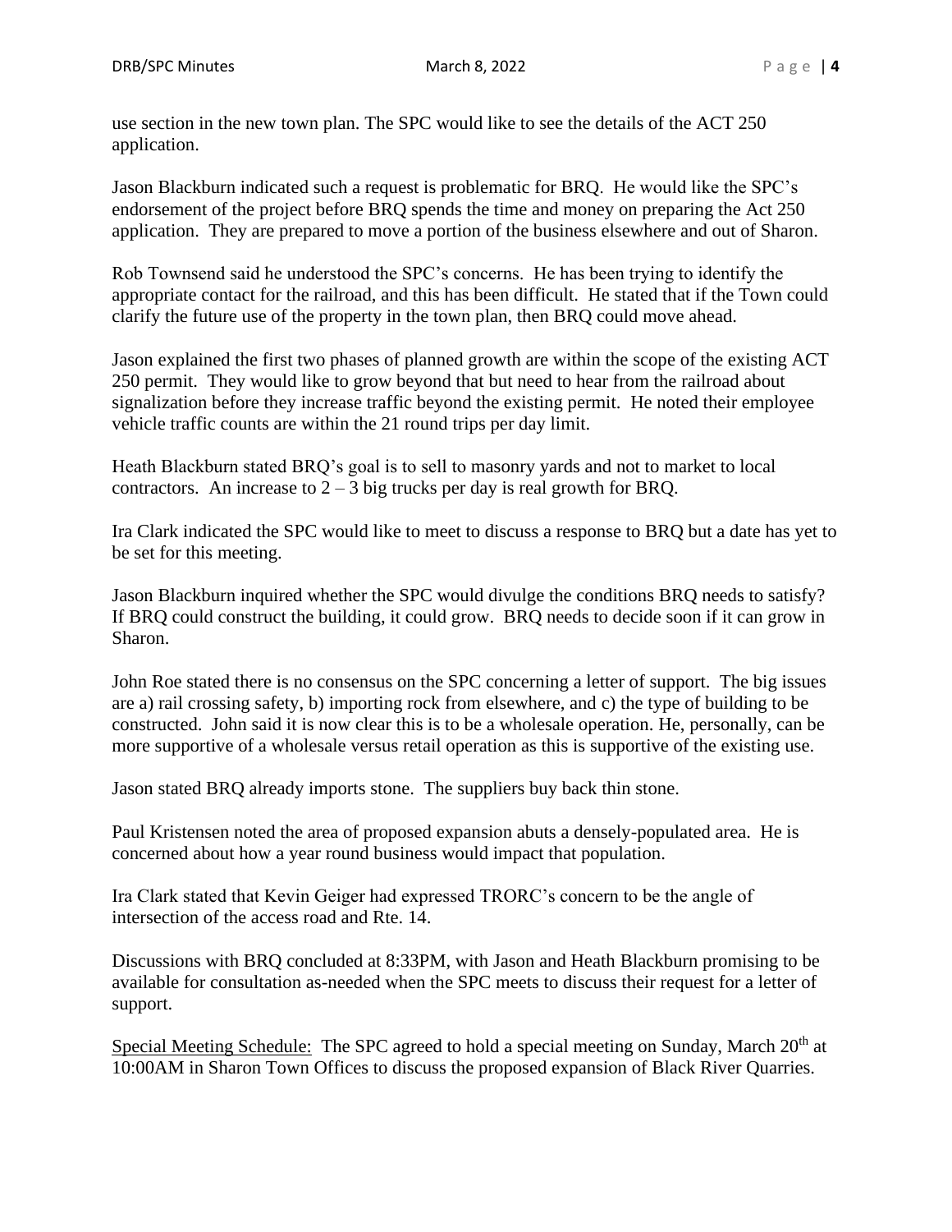use section in the new town plan. The SPC would like to see the details of the ACT 250 application.

Jason Blackburn indicated such a request is problematic for BRQ. He would like the SPC's endorsement of the project before BRQ spends the time and money on preparing the Act 250 application. They are prepared to move a portion of the business elsewhere and out of Sharon.

Rob Townsend said he understood the SPC's concerns. He has been trying to identify the appropriate contact for the railroad, and this has been difficult. He stated that if the Town could clarify the future use of the property in the town plan, then BRQ could move ahead.

Jason explained the first two phases of planned growth are within the scope of the existing ACT 250 permit. They would like to grow beyond that but need to hear from the railroad about signalization before they increase traffic beyond the existing permit. He noted their employee vehicle traffic counts are within the 21 round trips per day limit.

Heath Blackburn stated BRQ's goal is to sell to masonry yards and not to market to local contractors. An increase to 2 – 3 big trucks per day is real growth for BRQ.

Ira Clark indicated the SPC would like to meet to discuss a response to BRQ but a date has yet to be set for this meeting.

Jason Blackburn inquired whether the SPC would divulge the conditions BRQ needs to satisfy? If BRQ could construct the building, it could grow. BRQ needs to decide soon if it can grow in Sharon.

John Roe stated there is no consensus on the SPC concerning a letter of support. The big issues are a) rail crossing safety, b) importing rock from elsewhere, and c) the type of building to be constructed. John said it is now clear this is to be a wholesale operation. He, personally, can be more supportive of a wholesale versus retail operation as this is supportive of the existing use.

Jason stated BRQ already imports stone. The suppliers buy back thin stone.

Paul Kristensen noted the area of proposed expansion abuts a densely-populated area. He is concerned about how a year round business would impact that population.

Ira Clark stated that Kevin Geiger had expressed TRORC's concern to be the angle of intersection of the access road and Rte. 14.

Discussions with BRQ concluded at 8:33PM, with Jason and Heath Blackburn promising to be available for consultation as-needed when the SPC meets to discuss their request for a letter of support.

<u>Special Meeting Schedule:</u> The SPC agreed to hold a special meeting on Sunday, March 20th at 10:00AM in Sharon Town Offices to discuss the proposed expansion of Black River Quarries.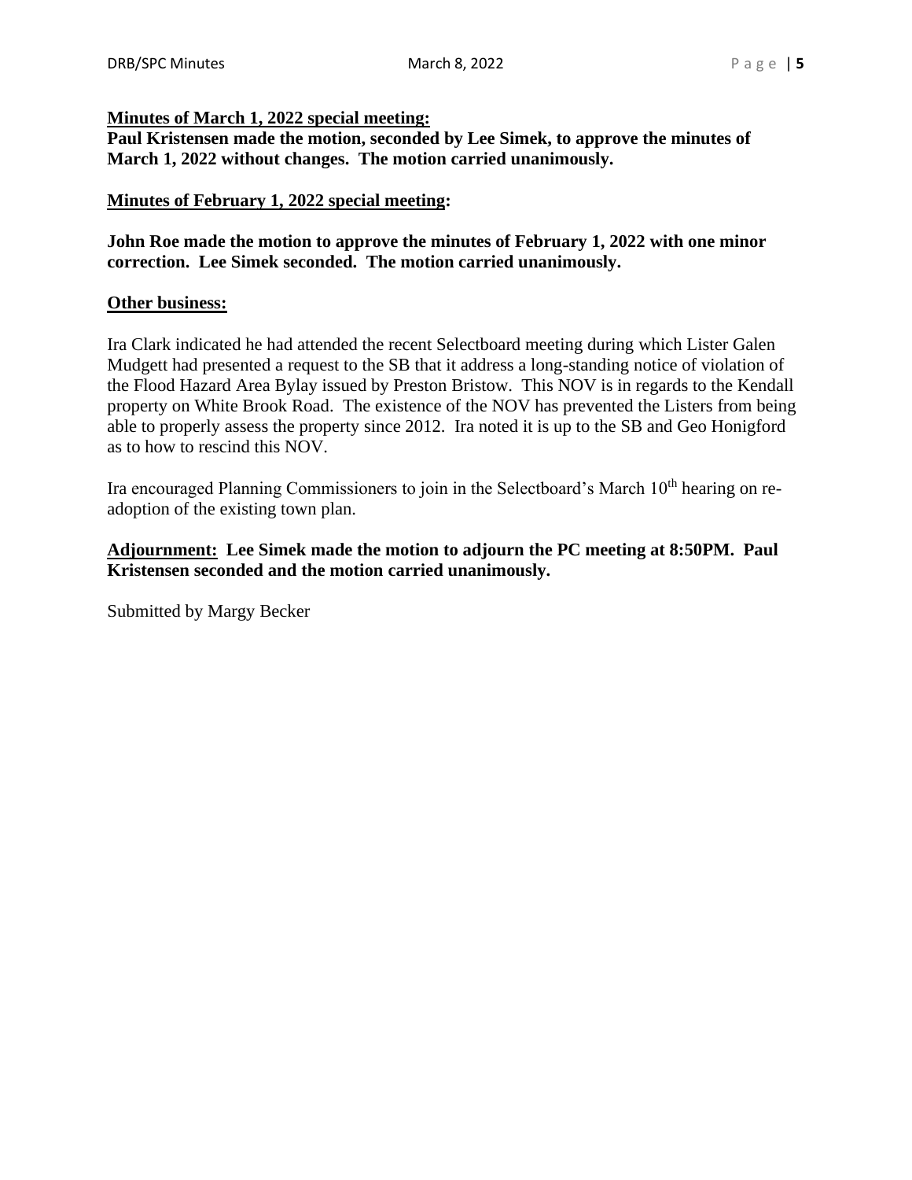**Minutes of March 1, 2022 special meeting:**

**Paul Kristensen made the motion, seconded by Lee Simek, to approve the minutes of March 1, 2022 without changes. The motion carried unanimously.**

**Minutes of February 1, 2022 special meeting:**

**John Roe made the motion to approve the minutes of February 1, 2022 with one minor correction. Lee Simek seconded. The motion carried unanimously.**

**Other business:**

Ira Clark indicated he had attended the recent Selectboard meeting during which Lister Galen Mudgett had presented a request to the SB that it address a long-standing notice of violation of the Flood Hazard Area Bylay issued by Preston Bristow. This NOV is in regards to the Kendall property on White Brook Road. The existence of the NOV has prevented the Listers from being able to properly assess the property since 2012. Ira noted it is up to the SB and Geo Honigford as to how to rescind this NOV.

Ira encouraged Planning Commissioners to join in the Selectboard's March 10th hearing on re-adoption of the existing town plan.

**Adjournment: Lee Simek made the motion to adjourn the PC meeting at 8:50PM. Paul Kristensen seconded and the motion carried unanimously.**

Submitted by Margy Becker